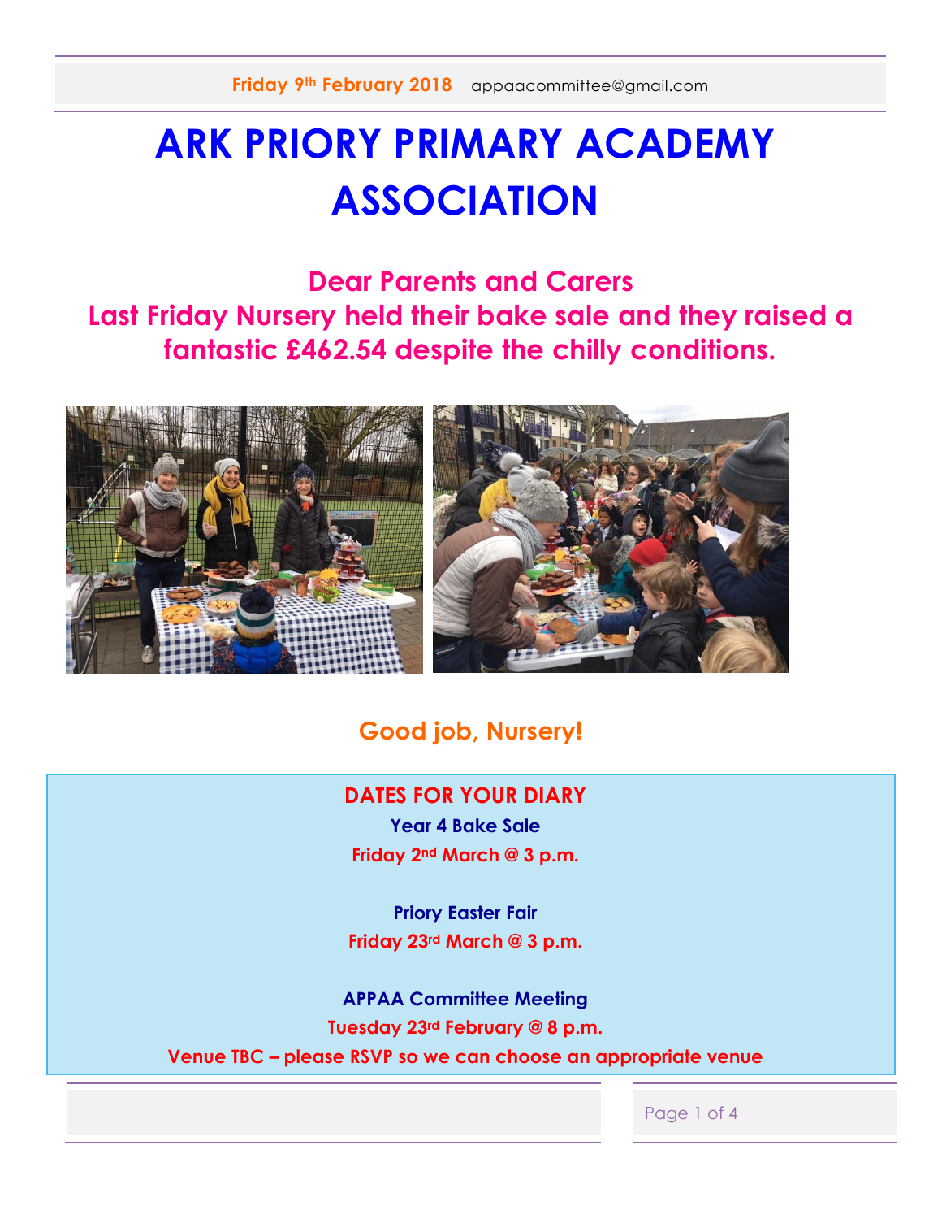Friday 9th February 2018 appaacommittee@gmail.com

# ARK PRIORY PRIMARY ACADEMY ASSOCIATION

## Dear Parents and Carers

## Last Friday Nursery held their bake sale and they raised a fantastic £462.54 despite the chilly conditions.

**Good job, Nursery!**

**DATES FOR YOUR DIARY**

**Year 4 Bake Sale**
**Friday 2nd March @ 3 p.m.**

**Priory Easter Fair**
**Friday 23rd March @ 3 p.m.**

**APPAA Committee Meeting**
**Tuesday 23rd February @ 8 p.m.**
**Venue TBC – please RSVP so we can choose an appropriate venue**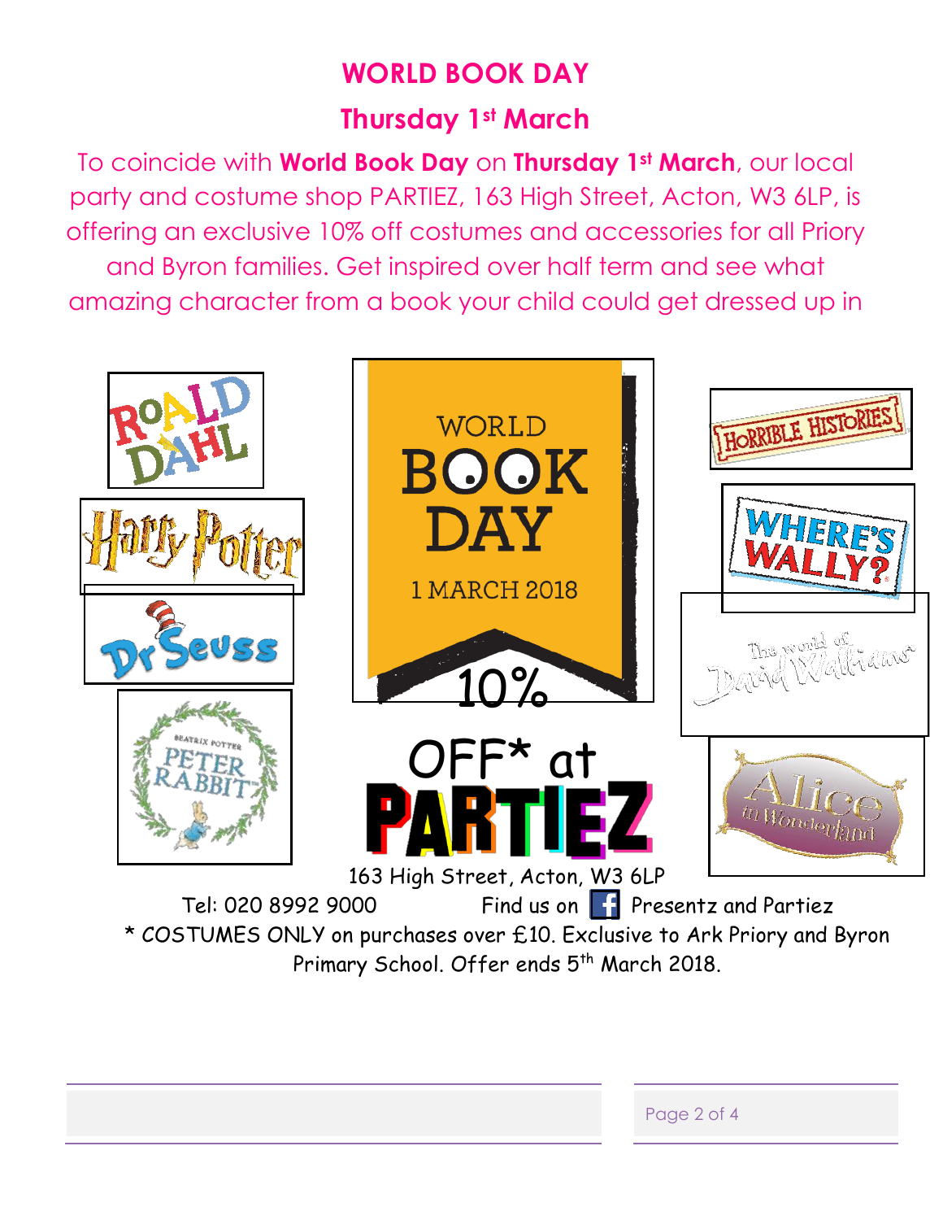# WORLD BOOK DAY

## Thursday 1st March

To coincide with **World Book Day** on **Thursday 1st March**, our local party and costume shop PARTIEZ, 163 High Street, Acton, W3 6LP, is offering an exclusive 10% off costumes and accessories for all Priory and Byron families. Get inspired over half term and see what amazing character from a book your child could get dressed up in

WORLD BOOK DAY

1 MARCH 2018

10%

OFF* at

PARTIEZ

163 High Street, Acton, W3 6LP

Tel: 020 8992 9000 Find us on Presentz and Partiez

* COSTUMES ONLY on purchases over £10. Exclusive to Ark Priory and Byron Primary School. Offer ends 5th March 2018.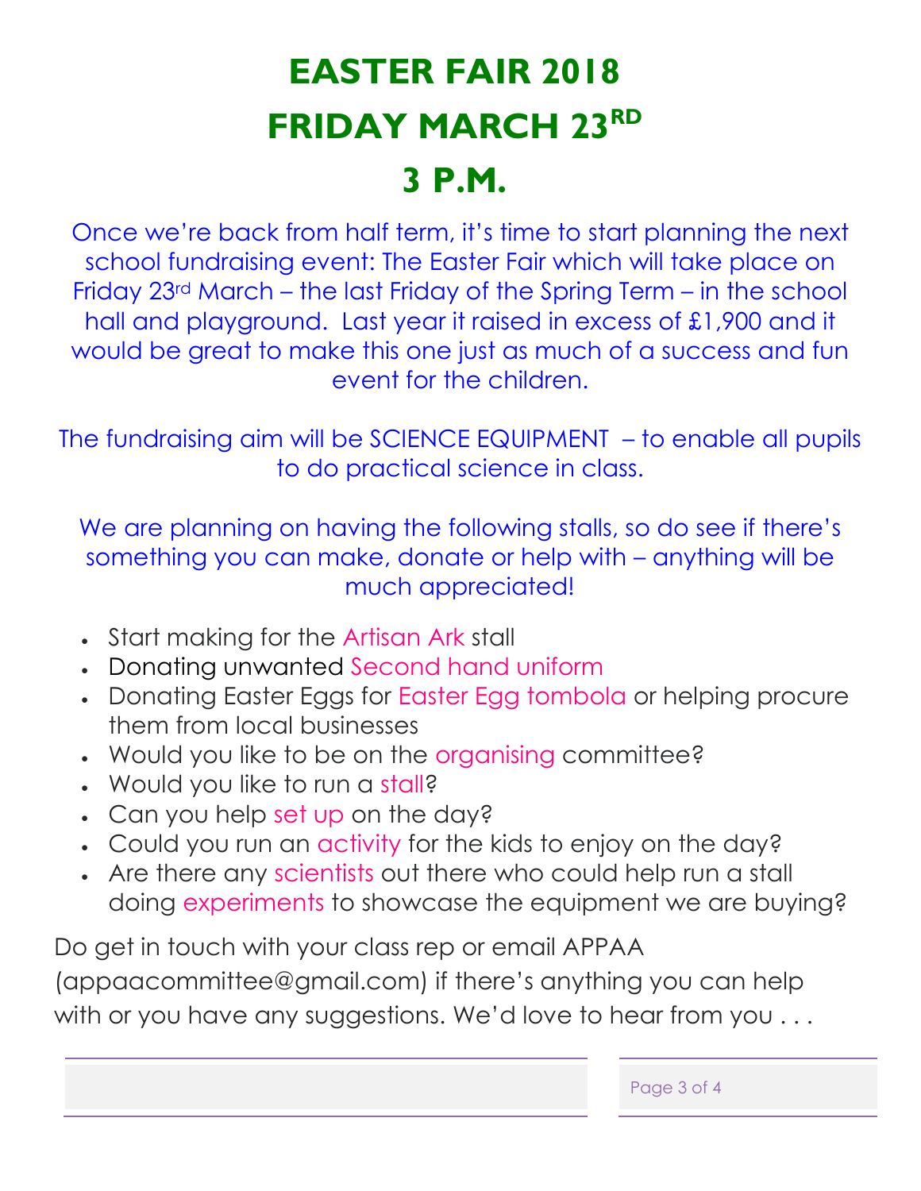# EASTER FAIR 2018

# FRIDAY MARCH 23RD

# 3 P.M.

Once we're back from half term, it's time to start planning the next school fundraising event: The Easter Fair which will take place on Friday 23rd March – the last Friday of the Spring Term – in the school hall and playground. Last year it raised in excess of £1,900 and it would be great to make this one just as much of a success and fun event for the children.

The fundraising aim will be SCIENCE EQUIPMENT – to enable all pupils to do practical science in class.

We are planning on having the following stalls, so do see if there's something you can make, donate or help with – anything will be much appreciated!

- Start making for the Artisan Ark stall
- Donating unwanted Second hand uniform
- Donating Easter Eggs for Easter Egg tombola or helping procure them from local businesses
- Would you like to be on the organising committee?
- Would you like to run a stall?
- Can you help set up on the day?
- Could you run an activity for the kids to enjoy on the day?
- Are there any scientists out there who could help run a stall doing experiments to showcase the equipment we are buying?

Do get in touch with your class rep or email APPAA (appaacommittee@gmail.com) if there's anything you can help with or you have any suggestions. We'd love to hear from you . . .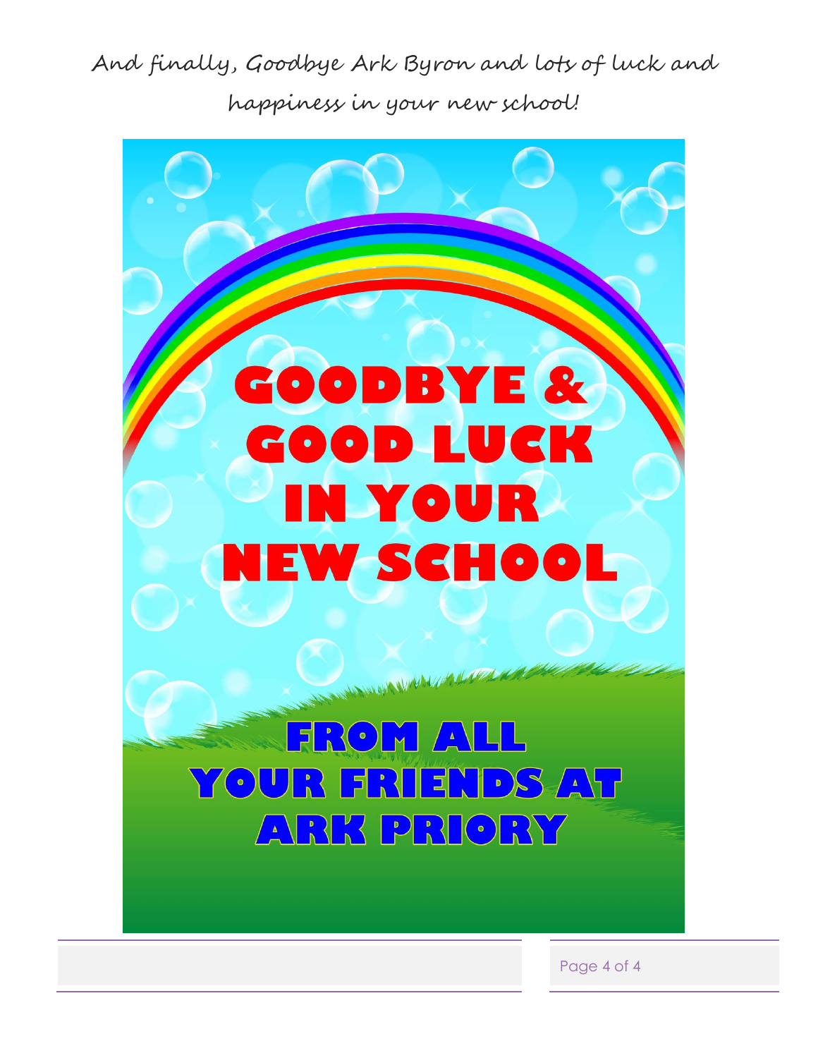And finally, Goodbye Ark Byron and lots of luck and happiness in your new school!

GOODBYE & GOOD LUCK IN YOUR NEW SCHOOL

FROM ALL YOUR FRIENDS AT ARK PRIORY